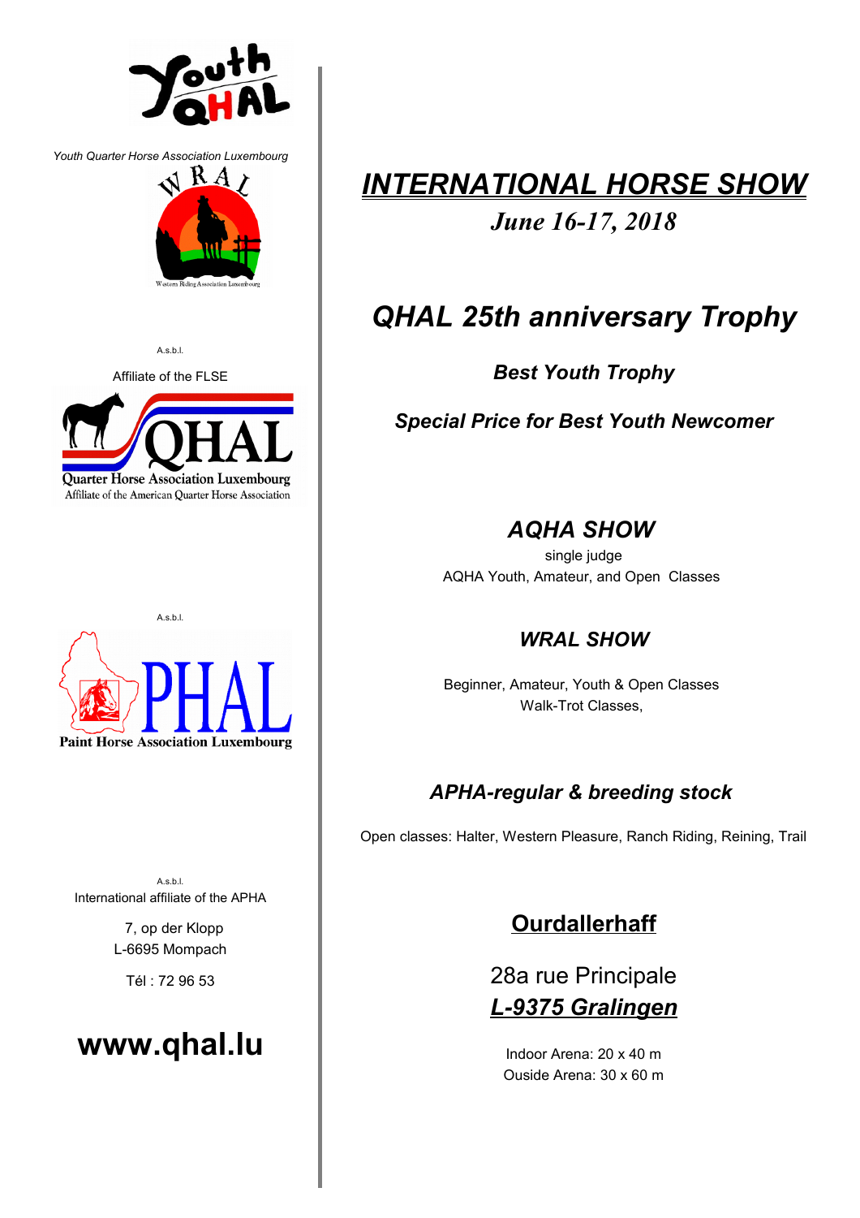Youth Quarter Horse Association Luxembourg

A.s.b.l.

Affiliate of the FLSE

Quarter Horse Association Luxembourg
Affiliate of the American Quarter Horse Association

A.s.b.l.

Paint Horse Association Luxembourg

A.s.b.l.
International affiliate of the APHA

7, op der Klopp
L-6695 Mompach

Tél : 72 96 53

**www.qhal.lu**

# *INTERNATIONAL HORSE SHOW*

***June 16-17, 2018***

## *QHAL 25th anniversary Trophy*

***Best Youth Trophy***

***Special Price for Best Youth Newcomer***

## *AQHA SHOW*

single judge
AQHA Youth, Amateur, and Open Classes

### *WRAL SHOW*

Beginner, Amateur, Youth & Open Classes
Walk-Trot Classes,

### *APHA-regular & breeding stock*

Open classes: Halter, Western Pleasure, Ranch Riding, Reining, Trail

## Ourdallerhaff

28a rue Principale
***L-9375 Gralingen***

Indoor Arena: 20 x 40 m
Ouside Arena: 30 x 60 m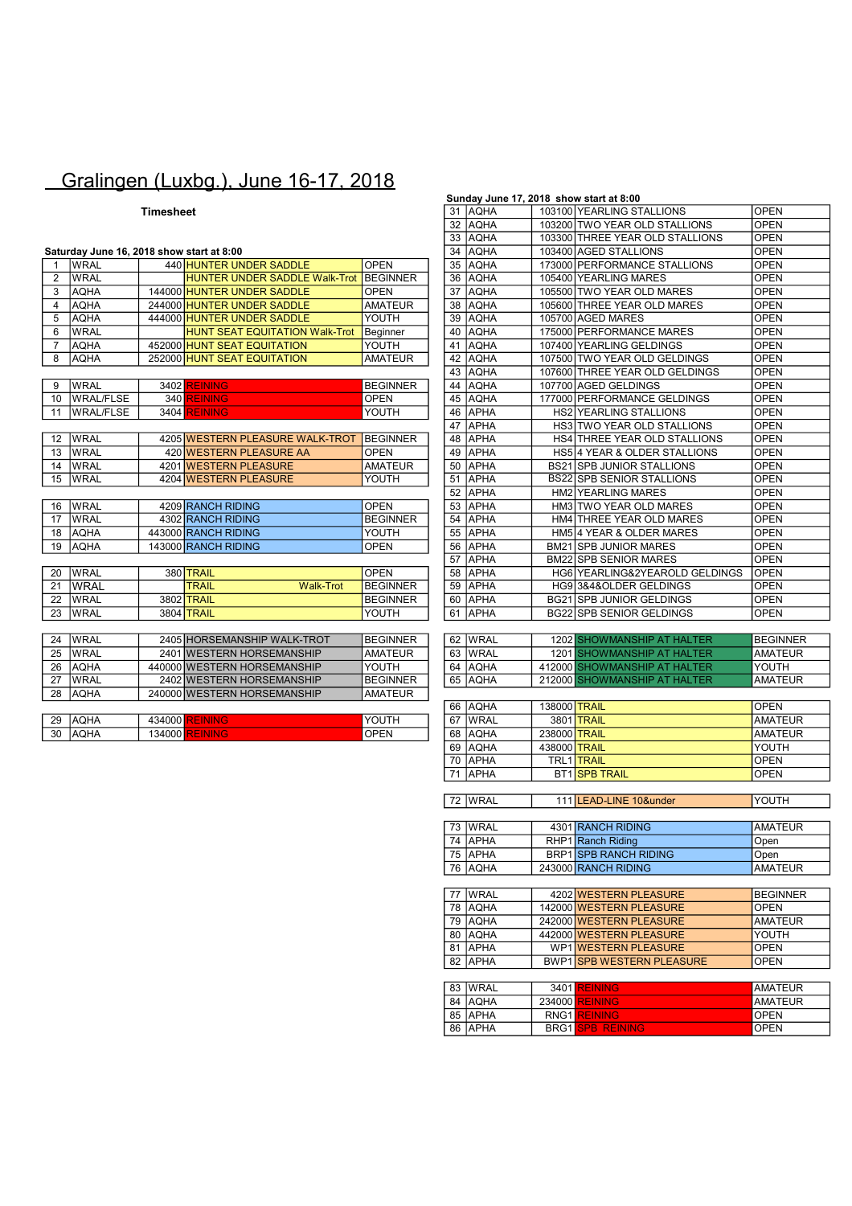# Gralingen (Luxbg.), June 16-17, 2018

**Timesheet**

**Saturday June 16, 2018 show start at 8:00**

| | | | | |
|---|---|---|---|---|
| 1 | WRAL | 440 | HUNTER UNDER SADDLE | OPEN |
| 2 | WRAL | | HUNTER UNDER SADDLE Walk-Trot | BEGINNER |
| 3 | AQHA | 144000 | HUNTER UNDER SADDLE | OPEN |
| 4 | AQHA | 244000 | HUNTER UNDER SADDLE | AMATEUR |
| 5 | AQHA | 444000 | HUNTER UNDER SADDLE | YOUTH |
| 6 | WRAL | | HUNT SEAT EQUITATION Walk-Trot | Beginner |
| 7 | AQHA | 452000 | HUNT SEAT EQUITATION | YOUTH |
| 8 | AQHA | 252000 | HUNT SEAT EQUITATION | AMATEUR |
| | | | | |
| 9 | WRAL | 3402 | REINING | BEGINNER |
| 10 | WRAL/FLSE | 340 | REINING | OPEN |
| 11 | WRAL/FLSE | 3404 | REINING | YOUTH |
| | | | | |
| 12 | WRAL | 4205 | WESTERN PLEASURE WALK-TROT | BEGINNER |
| 13 | WRAL | 420 | WESTERN PLEASURE AA | OPEN |
| 14 | WRAL | 4201 | WESTERN PLEASURE | AMATEUR |
| 15 | WRAL | 4204 | WESTERN PLEASURE | YOUTH |
| | | | | |
| 16 | WRAL | 4209 | RANCH RIDING | OPEN |
| 17 | WRAL | 4302 | RANCH RIDING | BEGINNER |
| 18 | AQHA | 443000 | RANCH RIDING | YOUTH |
| 19 | AQHA | 143000 | RANCH RIDING | OPEN |
| | | | | |
| 20 | WRAL | 380 | TRAIL | OPEN |
| 21 | WRAL | | TRAIL Walk-Trot | BEGINNER |
| 22 | WRAL | 3802 | TRAIL | BEGINNER |
| 23 | WRAL | 3804 | TRAIL | YOUTH |
| | | | | |
| 24 | WRAL | 2405 | HORSEMANSHIP WALK-TROT | BEGINNER |
| 25 | WRAL | 2401 | WESTERN HORSEMANSHIP | AMATEUR |
| 26 | AQHA | 440000 | WESTERN HORSEMANSHIP | YOUTH |
| 27 | WRAL | 2402 | WESTERN HORSEMANSHIP | BEGINNER |
| 28 | AQHA | 240000 | WESTERN HORSEMANSHIP | AMATEUR |
| | | | | |
| 29 | AQHA | 434000 | REINING | YOUTH |
| 30 | AQHA | 134000 | REINING | OPEN |

**Sunday June 17, 2018 show start at 8:00**

| | | | | |
|---|---|---|---|---|
| 31 | AQHA | 103100 | YEARLING STALLIONS | OPEN |
| 32 | AQHA | 103200 | TWO YEAR OLD STALLIONS | OPEN |
| 33 | AQHA | 103300 | THREE YEAR OLD STALLIONS | OPEN |
| 34 | AQHA | 103400 | AGED STALLIONS | OPEN |
| 35 | AQHA | 173000 | PERFORMANCE STALLIONS | OPEN |
| 36 | AQHA | 105400 | YEARLING MARES | OPEN |
| 37 | AQHA | 105500 | TWO YEAR OLD MARES | OPEN |
| 38 | AQHA | 105600 | THREE YEAR OLD MARES | OPEN |
| 39 | AQHA | 105700 | AGED MARES | OPEN |
| 40 | AQHA | 175000 | PERFORMANCE MARES | OPEN |
| 41 | AQHA | 107400 | YEARLING GELDINGS | OPEN |
| 42 | AQHA | 107500 | TWO YEAR OLD GELDINGS | OPEN |
| 43 | AQHA | 107600 | THREE YEAR OLD GELDINGS | OPEN |
| 44 | AQHA | 107700 | AGED GELDINGS | OPEN |
| 45 | AQHA | 177000 | PERFORMANCE GELDINGS | OPEN |
| 46 | APHA | HS2 | YEARLING STALLIONS | OPEN |
| 47 | APHA | HS3 | TWO YEAR OLD STALLIONS | OPEN |
| 48 | APHA | HS4 | THREE YEAR OLD STALLIONS | OPEN |
| 49 | APHA | HS5 | 4 YEAR & OLDER STALLIONS | OPEN |
| 50 | APHA | BS21 | SPB JUNIOR STALLIONS | OPEN |
| 51 | APHA | BS22 | SPB SENIOR STALLIONS | OPEN |
| 52 | APHA | HM2 | YEARLING MARES | OPEN |
| 53 | APHA | HM3 | TWO YEAR OLD MARES | OPEN |
| 54 | APHA | HM4 | THREE YEAR OLD MARES | OPEN |
| 55 | APHA | HM5 | 4 YEAR & OLDER MARES | OPEN |
| 56 | APHA | BM21 | SPB JUNIOR MARES | OPEN |
| 57 | APHA | BM22 | SPB SENIOR MARES | OPEN |
| 58 | APHA | HG6 | YEARLING&2YEAROLD GELDINGS | OPEN |
| 59 | APHA | HG9 | 3&4&OLDER GELDINGS | OPEN |
| 60 | APHA | BG21 | SPB JUNIOR GELDINGS | OPEN |
| 61 | APHA | BG22 | SPB SENIOR GELDINGS | OPEN |
| | | | | |
| 62 | WRAL | 1202 | SHOWMANSHIP AT HALTER | BEGINNER |
| 63 | WRAL | 1201 | SHOWMANSHIP AT HALTER | AMATEUR |
| 64 | AQHA | 412000 | SHOWMANSHIP AT HALTER | YOUTH |
| 65 | AQHA | 212000 | SHOWMANSHIP AT HALTER | AMATEUR |
| | | | | |
| 66 | AQHA | 138000 | TRAIL | OPEN |
| 67 | WRAL | 3801 | TRAIL | AMATEUR |
| 68 | AQHA | 238000 | TRAIL | AMATEUR |
| 69 | AQHA | 438000 | TRAIL | YOUTH |
| 70 | APHA | TRL1 | TRAIL | OPEN |
| 71 | APHA | BT1 | SPB TRAIL | OPEN |
| | | | | |
| 72 | WRAL | 111 | LEAD-LINE 10&under | YOUTH |
| | | | | |
| 73 | WRAL | 4301 | RANCH RIDING | AMATEUR |
| 74 | APHA | RHP1 | Ranch Riding | Open |
| 75 | APHA | BRP1 | SPB RANCH RIDING | Open |
| 76 | AQHA | 243000 | RANCH RIDING | AMATEUR |
| | | | | |
| 77 | WRAL | 4202 | WESTERN PLEASURE | BEGINNER |
| 78 | AQHA | 142000 | WESTERN PLEASURE | OPEN |
| 79 | AQHA | 242000 | WESTERN PLEASURE | AMATEUR |
| 80 | AQHA | 442000 | WESTERN PLEASURE | YOUTH |
| 81 | APHA | WP1 | WESTERN PLEASURE | OPEN |
| 82 | APHA | BWP1 | SPB WESTERN PLEASURE | OPEN |
| | | | | |
| 83 | WRAL | 3401 | REINING | AMATEUR |
| 84 | AQHA | 234000 | REINING | AMATEUR |
| 85 | APHA | RNG1 | REINING | OPEN |
| 86 | APHA | BRG1 | SPB REINING | OPEN |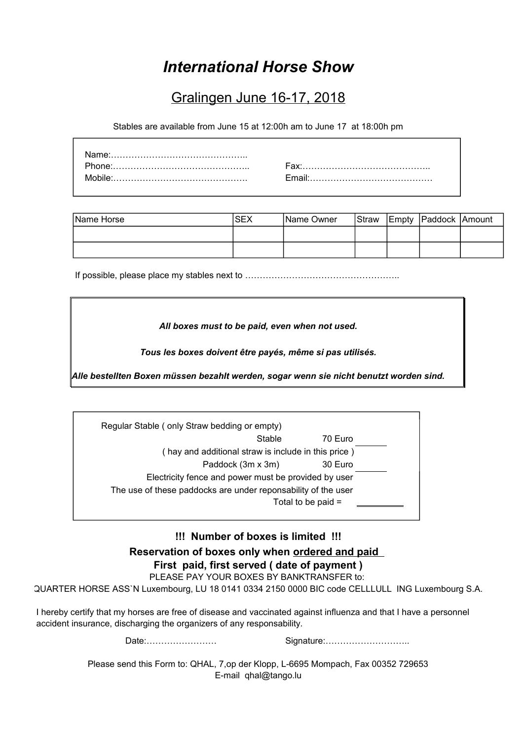# *International Horse Show*

## Gralingen June 16-17, 2018

Stables are available from June 15 at 12:00h am to June 17 at 18:00h pm

Name:………………………………………..
Phone:……………………………………….. Fax:……………………………………..
Mobile:………………………………………. Email:……………………………………

| Name Horse | SEX | Name Owner | Straw | Empty | Paddock | Amount |
|---|---|---|---|---|---|---|
| | | | | | | |
| | | | | | | |

If possible, please place my stables next to ……………………………………………..

***All boxes must to be paid, even when not used.***

***Tous les boxes doivent être payés, même si pas utilisés.***

***Alle bestellten Boxen müssen bezahlt werden, sogar wenn sie nicht benutzt worden sind.***

Regular Stable ( only Straw bedding or empty)

Stable 70 Euro ______

( hay and additional straw is include in this price )

Paddock (3m x 3m) 30 Euro ______

Electricity fence and power must be provided by user

The use of these paddocks are under reponsability of the user

Total to be paid = ______

**!!! Number of boxes is limited !!!**

**Reservation of boxes only when ordered and paid**

**First paid, first served ( date of payment )**

PLEASE PAY YOUR BOXES BY BANKTRANSFER to:

QUARTER HORSE ASS`N Luxembourg, LU 18 0141 0334 2150 0000 BIC code CELLLULL ING Luxembourg S.A.

I hereby certify that my horses are free of disease and vaccinated against influenza and that I have a personnel accident insurance, discharging the organizers of any responsability.

Date:…………………… Signature:………………………..

Please send this Form to: QHAL, 7,op der Klopp, L-6695 Mompach, Fax 00352 729653
E-mail qhal@tango.lu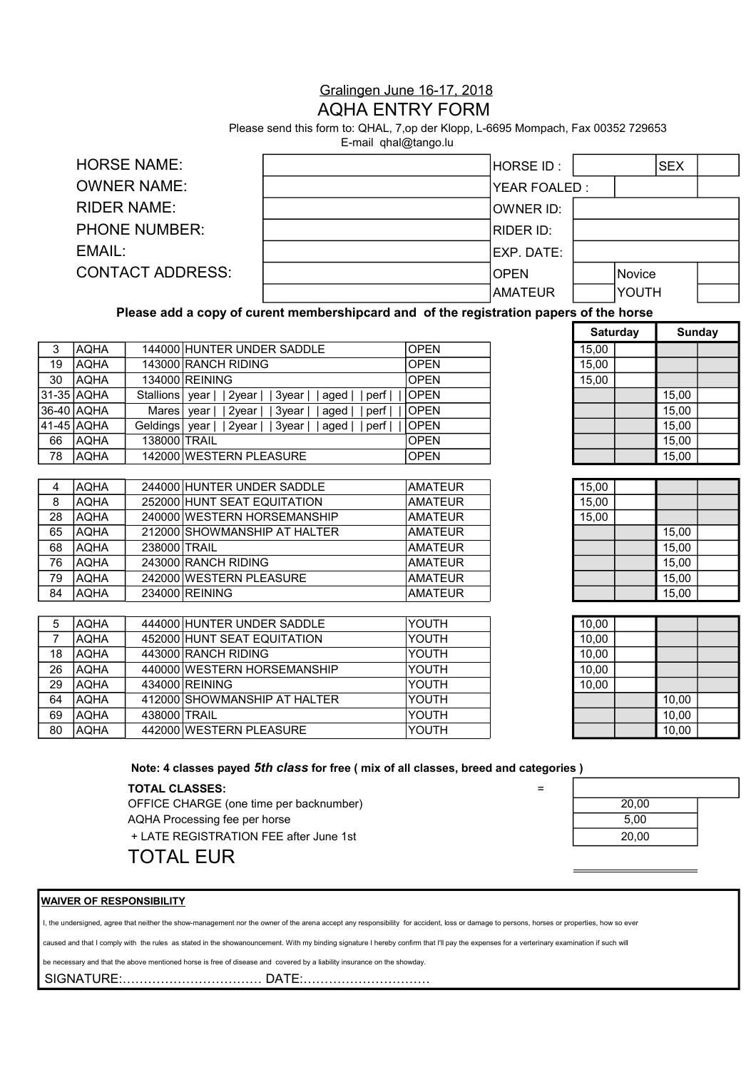Gralingen June 16-17, 2018

# AQHA ENTRY FORM

Please send this form to: QHAL, 7,op der Klopp, L-6695 Mompach, Fax 00352 729653

E-mail qhal@tango.lu

| | | | | | |
|---|---|---|---|---|---|
| HORSE NAME: | | HORSE ID : | | SEX | |
| OWNER NAME: | | YEAR FOALED : | | | |
| RIDER NAME: | | OWNER ID: | | | |
| PHONE NUMBER: | | RIDER ID: | | | |
| EMAIL: | | EXP. DATE: | | | |
| CONTACT ADDRESS: | | OPEN | | Novice | |
| | | AMATEUR | | YOUTH | |

**Please add a copy of curent membershipcard and of the registration papers of the horse**

| | | | | | Saturday | | Sunday | |
|---|---|---|---|---|---|---|---|---|
| 3 | AQHA | 144000 | HUNTER UNDER SADDLE | OPEN | 15,00 | | | |
| 19 | AQHA | 143000 | RANCH RIDING | OPEN | 15,00 | | | |
| 30 | AQHA | 134000 | REINING | OPEN | 15,00 | | | |
| 31-35 | AQHA | Stallions | year \| \| 2year \| \| 3year \| \| aged \| \| perf \| \| | OPEN | | | 15,00 | |
| 36-40 | AQHA | Mares | year \| \| 2year \| \| 3year \| \| aged \| \| perf \| \| | OPEN | | | 15,00 | |
| 41-45 | AQHA | Geldings | year \| \| 2year \| \| 3year \| \| aged \| \| perf \| \| | OPEN | | | 15,00 | |
| 66 | AQHA | 138000 | TRAIL | OPEN | | | 15,00 | |
| 78 | AQHA | 142000 | WESTERN PLEASURE | OPEN | | | 15,00 | |
| 4 | AQHA | 244000 | HUNTER UNDER SADDLE | AMATEUR | 15,00 | | | |
| 8 | AQHA | 252000 | HUNT SEAT EQUITATION | AMATEUR | 15,00 | | | |
| 28 | AQHA | 240000 | WESTERN HORSEMANSHIP | AMATEUR | 15,00 | | | |
| 65 | AQHA | 212000 | SHOWMANSHIP AT HALTER | AMATEUR | | | 15,00 | |
| 68 | AQHA | 238000 | TRAIL | AMATEUR | | | 15,00 | |
| 76 | AQHA | 243000 | RANCH RIDING | AMATEUR | | | 15,00 | |
| 79 | AQHA | 242000 | WESTERN PLEASURE | AMATEUR | | | 15,00 | |
| 84 | AQHA | 234000 | REINING | AMATEUR | | | 15,00 | |
| 5 | AQHA | 444000 | HUNTER UNDER SADDLE | YOUTH | 10,00 | | | |
| 7 | AQHA | 452000 | HUNT SEAT EQUITATION | YOUTH | 10,00 | | | |
| 18 | AQHA | 443000 | RANCH RIDING | YOUTH | 10,00 | | | |
| 26 | AQHA | 440000 | WESTERN HORSEMANSHIP | YOUTH | 10,00 | | | |
| 29 | AQHA | 434000 | REINING | YOUTH | 10,00 | | | |
| 64 | AQHA | 412000 | SHOWMANSHIP AT HALTER | YOUTH | | | 10,00 | |
| 69 | AQHA | 438000 | TRAIL | YOUTH | | | 10,00 | |
| 80 | AQHA | 442000 | WESTERN PLEASURE | YOUTH | | | 10,00 | |

**Note: 4 classes payed *5th class* for free ( mix of all classes, breed and categories )**

| | | |
|---|---|---|
| **TOTAL CLASSES:** | = | |
| OFFICE CHARGE (one time per backnumber) | | 20,00 |
| AQHA Processing fee per horse | | 5,00 |
| + LATE REGISTRATION FEE after June 1st | | 20,00 |
| TOTAL EUR | | |

**WAIVER OF RESPONSIBILITY**

I, the undersigned, agree that neither the show-management nor the owner of the arena accept any responsibility for accident, loss or damage to persons, horses or properties, how so ever caused and that I comply with the rules as stated in the showanouncement. With my binding signature I hereby confirm that I'll pay the expenses for a verterinary examination if such will be necessary and that the above mentioned horse is free of disease and covered by a liability insurance on the showday.

SIGNATURE:…………………………… DATE:…………………………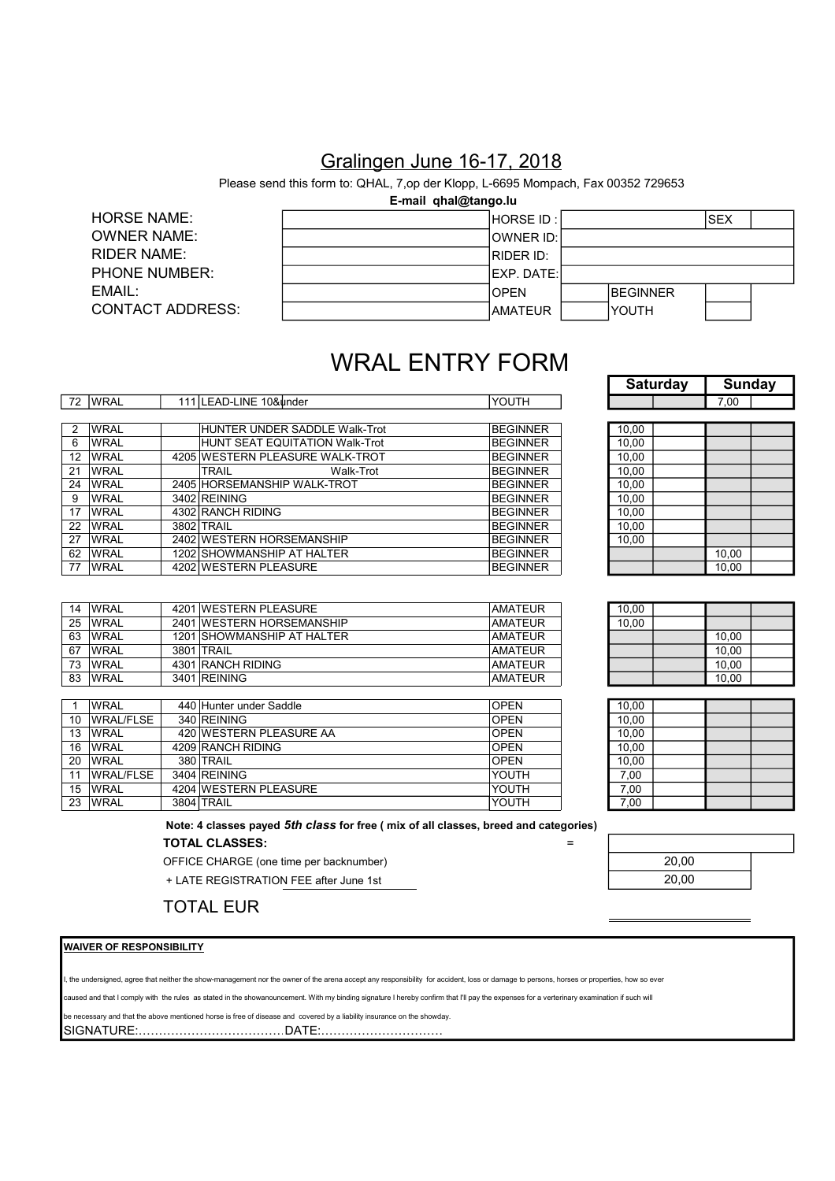## Gralingen June 16-17, 2018

Please send this form to: QHAL, 7,op der Klopp, L-6695 Mompach, Fax 00352 729653

**E-mail qhal@tango.lu**

| | | | | | |
|---|---|---|---|---|---|
| HORSE NAME: | | HORSE ID : | | SEX | |
| OWNER NAME: | | OWNER ID: | | | |
| RIDER NAME: | | RIDER ID: | | | |
| PHONE NUMBER: | | EXP. DATE: | | | |
| EMAIL: | | OPEN | | BEGINNER | |
| CONTACT ADDRESS: | | AMATEUR | | YOUTH | |

# WRAL ENTRY FORM

| No. | Breed | Code | Class | Category | Saturday | | Sunday | |
|---|---|---|---|---|---|---|---|---|
| 72 | WRAL | 111 | LEAD-LINE 10&under | YOUTH | | | 7,00 | |
| 2 | WRAL | | HUNTER UNDER SADDLE Walk-Trot | BEGINNER | 10,00 | | | |
| 6 | WRAL | | HUNT SEAT EQUITATION Walk-Trot | BEGINNER | 10,00 | | | |
| 12 | WRAL | 4205 | WESTERN PLEASURE WALK-TROT | BEGINNER | 10,00 | | | |
| 21 | WRAL | | TRAIL Walk-Trot | BEGINNER | 10,00 | | | |
| 24 | WRAL | 2405 | HORSEMANSHIP WALK-TROT | BEGINNER | 10,00 | | | |
| 9 | WRAL | 3402 | REINING | BEGINNER | 10,00 | | | |
| 17 | WRAL | 4302 | RANCH RIDING | BEGINNER | 10,00 | | | |
| 22 | WRAL | 3802 | TRAIL | BEGINNER | 10,00 | | | |
| 27 | WRAL | 2402 | WESTERN HORSEMANSHIP | BEGINNER | 10,00 | | | |
| 62 | WRAL | 1202 | SHOWMANSHIP AT HALTER | BEGINNER | | | 10,00 | |
| 77 | WRAL | 4202 | WESTERN PLEASURE | BEGINNER | | | 10,00 | |
| 14 | WRAL | 4201 | WESTERN PLEASURE | AMATEUR | 10,00 | | | |
| 25 | WRAL | 2401 | WESTERN HORSEMANSHIP | AMATEUR | 10,00 | | | |
| 63 | WRAL | 1201 | SHOWMANSHIP AT HALTER | AMATEUR | | | 10,00 | |
| 67 | WRAL | 3801 | TRAIL | AMATEUR | | | 10,00 | |
| 73 | WRAL | 4301 | RANCH RIDING | AMATEUR | | | 10,00 | |
| 83 | WRAL | 3401 | REINING | AMATEUR | | | 10,00 | |
| 1 | WRAL | 440 | Hunter under Saddle | OPEN | 10,00 | | | |
| 10 | WRAL/FLSE | 340 | REINING | OPEN | 10,00 | | | |
| 13 | WRAL | 420 | WESTERN PLEASURE AA | OPEN | 10,00 | | | |
| 16 | WRAL | 4209 | RANCH RIDING | OPEN | 10,00 | | | |
| 20 | WRAL | 380 | TRAIL | OPEN | 10,00 | | | |
| 11 | WRAL/FLSE | 3404 | REINING | YOUTH | 7,00 | | | |
| 15 | WRAL | 4204 | WESTERN PLEASURE | YOUTH | 7,00 | | | |
| 23 | WRAL | 3804 | TRAIL | YOUTH | 7,00 | | | |

**Note: 4 classes payed *5th class* for free ( mix of all classes, breed and categories)**

| | | |
|---|---|---|
| **TOTAL CLASSES:** | = | |
| OFFICE CHARGE (one time per backnumber) | | 20,00 |
| + LATE REGISTRATION FEE after June 1st | | 20,00 |
| TOTAL EUR | | |

**WAIVER OF RESPONSIBILITY**

I, the undersigned, agree that neither the show-management nor the owner of the arena accept any responsibility for accident, loss or damage to persons, horses or properties, how so ever caused and that I comply with the rules as stated in the showanouncement. With my binding signature I hereby confirm that I'll pay the expenses for a vererinary examination if such will be necessary and that the above mentioned horse is free of disease and covered by a liability insurance on the showday.

SIGNATURE:………………………………DATE:…………………………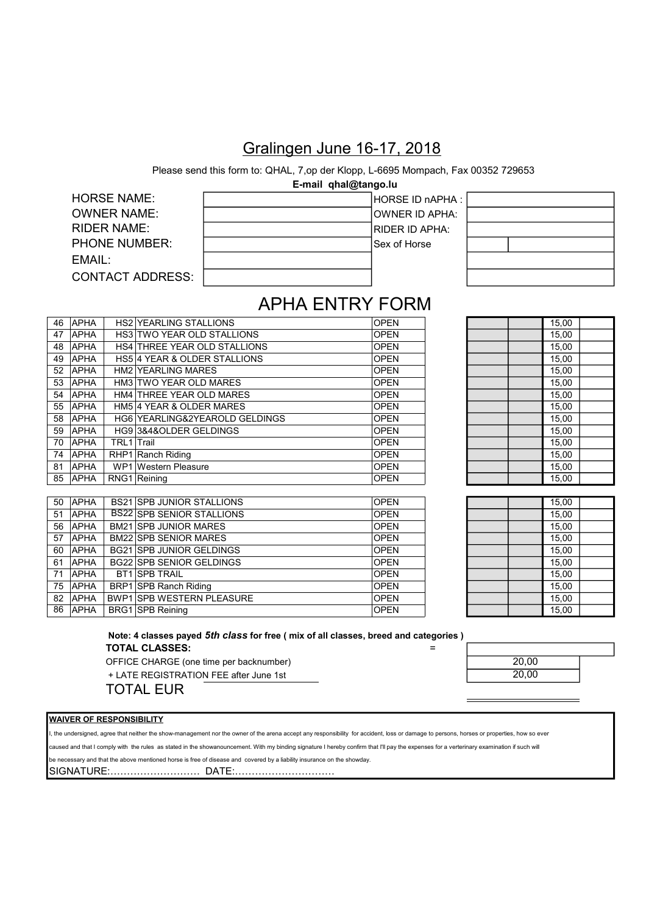## Gralingen June 16-17, 2018

Please send this form to: QHAL, 7,op der Klopp, L-6695 Mompach, Fax 00352 729653

**E-mail qhal@tango.lu**

| | | | |
|---|---|---|---|
| HORSE NAME: | | HORSE ID nAPHA : | |
| OWNER NAME: | | OWNER ID APHA: | |
| RIDER NAME: | | RIDER ID APHA: | |
| PHONE NUMBER: | | Sex of Horse | |
| EMAIL: | | | |
| CONTACT ADDRESS: | | | |

# APHA ENTRY FORM

| | | | | | | | | |
|---|---|---|---|---|---|---|---|---|
| 46 | APHA | HS2 | YEARLING STALLIONS | OPEN | | | 15,00 | |
| 47 | APHA | HS3 | TWO YEAR OLD STALLIONS | OPEN | | | 15,00 | |
| 48 | APHA | HS4 | THREE YEAR OLD STALLIONS | OPEN | | | 15,00 | |
| 49 | APHA | HS5 | 4 YEAR & OLDER STALLIONS | OPEN | | | 15,00 | |
| 52 | APHA | HM2 | YEARLING MARES | OPEN | | | 15,00 | |
| 53 | APHA | HM3 | TWO YEAR OLD MARES | OPEN | | | 15,00 | |
| 54 | APHA | HM4 | THREE YEAR OLD MARES | OPEN | | | 15,00 | |
| 55 | APHA | HM5 | 4 YEAR & OLDER MARES | OPEN | | | 15,00 | |
| 58 | APHA | HG6 | YEARLING&2YEAROLD GELDINGS | OPEN | | | 15,00 | |
| 59 | APHA | HG9 | 3&4&OLDER GELDINGS | OPEN | | | 15,00 | |
| 70 | APHA | TRL1 | Trail | OPEN | | | 15,00 | |
| 74 | APHA | RHP1 | Ranch Riding | OPEN | | | 15,00 | |
| 81 | APHA | WP1 | Western Pleasure | OPEN | | | 15,00 | |
| 85 | APHA | RNG1 | Reining | OPEN | | | 15,00 | |

| | | | | | | | | |
|---|---|---|---|---|---|---|---|---|
| 50 | APHA | BS21 | SPB JUNIOR STALLIONS | OPEN | | | 15,00 | |
| 51 | APHA | BS22 | SPB SENIOR STALLIONS | OPEN | | | 15,00 | |
| 56 | APHA | BM21 | SPB JUNIOR MARES | OPEN | | | 15,00 | |
| 57 | APHA | BM22 | SPB SENIOR MARES | OPEN | | | 15,00 | |
| 60 | APHA | BG21 | SPB JUNIOR GELDINGS | OPEN | | | 15,00 | |
| 61 | APHA | BG22 | SPB SENIOR GELDINGS | OPEN | | | 15,00 | |
| 71 | APHA | BT1 | SPB TRAIL | OPEN | | | 15,00 | |
| 75 | APHA | BRP1 | SPB Ranch Riding | OPEN | | | 15,00 | |
| 82 | APHA | BWP1 | SPB WESTERN PLEASURE | OPEN | | | 15,00 | |
| 86 | APHA | BRG1 | SPB Reining | OPEN | | | 15,00 | |

**Note: 4 classes payed *5th class* for free ( mix of all classes, breed and categories )**

| | | |
|---|---|---|
| **TOTAL CLASSES:** | = | |
| OFFICE CHARGE (one time per backnumber) | | 20,00 |
| + LATE REGISTRATION FEE after June 1st | | 20,00 |
| TOTAL EUR | | |

**WAIVER OF RESPONSIBILITY**

I, the undersigned, agree that neither the show-management nor the owner of the arena accept any responsibility for accident, loss or damage to persons, horses or properties, how so ever caused and that I comply with the rules as stated in the showanouncement. With my binding signature I hereby confirm that I'll pay the expenses for a veterinary examination if such will be necessary and that the above mentioned horse is free of disease and covered by a liability insurance on the showday.

SIGNATURE:……………………… DATE:…………………………